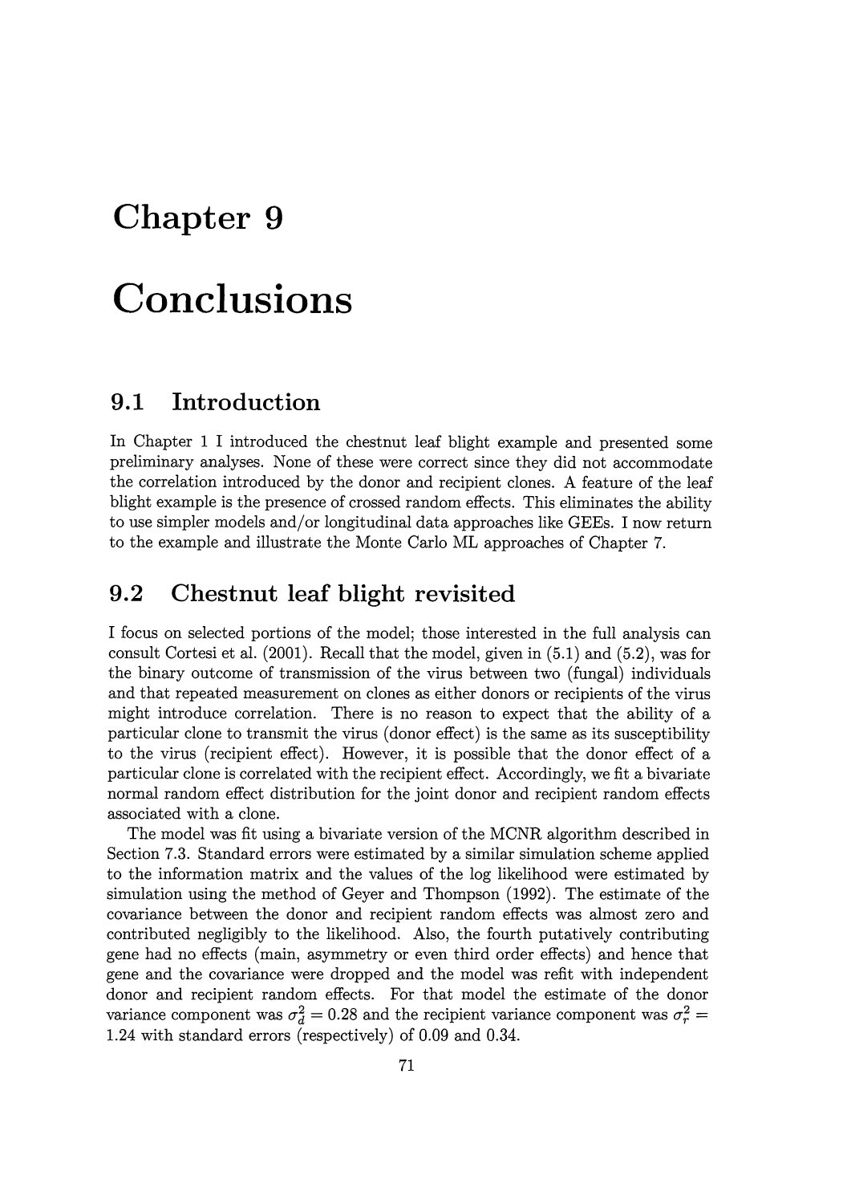# Chapter 9

# Conclusions

## 9.1 Introduction

In Chapter 1 I introduced the chestnut leaf blight example and presented some preliminary analyses. None of these were correct since they did not accommodate the correlation introduced by the donor and recipient clones. A feature of the leaf blight example is the presence of crossed random effects. This eliminates the ability to use simpler models and/or longitudinal data approaches like GEEs. I now return to the example and illustrate the Monte Carlo ML approaches of Chapter 7.

## 9.2 Chestnut leaf blight revisited

I focus on selected portions of the model; those interested in the full analysis can consult Cortesi et al. (2001). Recall that the model, given in (5.1) and (5.2), was for the binary outcome of transmission of the virus between two (fungal) individuals and that repeated measurement on clones as either donors or recipients of the virus might introduce correlation. There is no reason to expect that the ability of a particular clone to transmit the virus (donor effect) is the same as its susceptibility to the virus (recipient effect). However, it is possible that the donor effect of a particular clone is correlated with the recipient effect. Accordingly, we fit a bivariate normal random effect distribution for the joint donor and recipient random effects associated with a clone.

The model was fit using a bivariate version of the MCNR algorithm described in Section 7.3. Standard errors were estimated by a similar simulation scheme applied to the information matrix and the values of the log likelihood were estimated by simulation using the method of Geyer and Thompson (1992). The estimate of the covariance between the donor and recipient random effects was almost zero and contributed negligibly to the likelihood. Also, the fourth putatively contributing gene had no effects (main, asymmetry or even third order effects) and hence that gene and the covariance were dropped and the model was refit with independent donor and recipient random effects. For that model the estimate of the donor variance component was $\sigma_d^2 = 0.28$ and the recipient variance component was $\sigma_r^2 = 1.24$ with standard errors (respectively) of 0.09 and 0.34.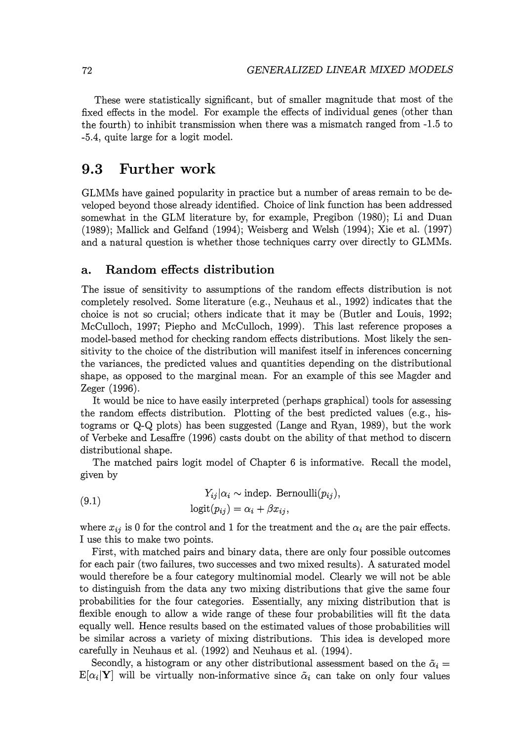These were statistically significant, but of smaller magnitude that most of the fixed effects in the model. For example the effects of individual genes (other than the fourth) to inhibit transmission when there was a mismatch ranged from -1.5 to -5.4, quite large for a logit model.

## 9.3 Further work

GLMMs have gained popularity in practice but a number of areas remain to be developed beyond those already identified. Choice of link function has been addressed somewhat in the GLM literature by, for example, Pregibon (1980); Li and Duan (1989); Mallick and Gelfand (1994); Weisberg and Welsh (1994); Xie et al. (1997) and a natural question is whether those techniques carry over directly to GLMMs.

### a. Random effects distribution

The issue of sensitivity to assumptions of the random effects distribution is not completely resolved. Some literature (e.g., Neuhaus et al., 1992) indicates that the choice is not so crucial; others indicate that it may be (Butler and Louis, 1992; McCulloch, 1997; Piepho and McCulloch, 1999). This last reference proposes a model-based method for checking random effects distributions. Most likely the sensitivity to the choice of the distribution will manifest itself in inferences concerning the variances, the predicted values and quantities depending on the distributional shape, as opposed to the marginal mean. For an example of this see Magder and Zeger (1996).

It would be nice to have easily interpreted (perhaps graphical) tools for assessing the random effects distribution. Plotting of the best predicted values (e.g., histograms or Q-Q plots) has been suggested (Lange and Ryan, 1989), but the work of Verbeke and Lesaffre (1996) casts doubt on the ability of that method to discern distributional shape.

The matched pairs logit model of Chapter 6 is informative. Recall the model, given by

$$
\begin{aligned}
Y_{ij}|\alpha_i &\sim \text{indep. Bernoulli}(p_{ij}), \\
\text{logit}(p_{ij}) &= \alpha_i + \beta x_{ij},
\end{aligned}
\tag{9.1}
$$

where $x_{ij}$ is 0 for the control and 1 for the treatment and the $\alpha_i$ are the pair effects. I use this to make two points.

First, with matched pairs and binary data, there are only four possible outcomes for each pair (two failures, two successes and two mixed results). A saturated model would therefore be a four category multinomial model. Clearly we will not be able to distinguish from the data any two mixing distributions that give the same four probabilities for the four categories. Essentially, any mixing distribution that is flexible enough to allow a wide range of these four probabilities will fit the data equally well. Hence results based on the estimated values of those probabilities will be similar across a variety of mixing distributions. This idea is developed more carefully in Neuhaus et al. (1992) and Neuhaus et al. (1994).

Secondly, a histogram or any other distributional assessment based on the $\tilde{\alpha}_i = \text{E}[\alpha_i|\mathbf{Y}]$ will be virtually non-informative since $\tilde{\alpha}_i$ can take on only four values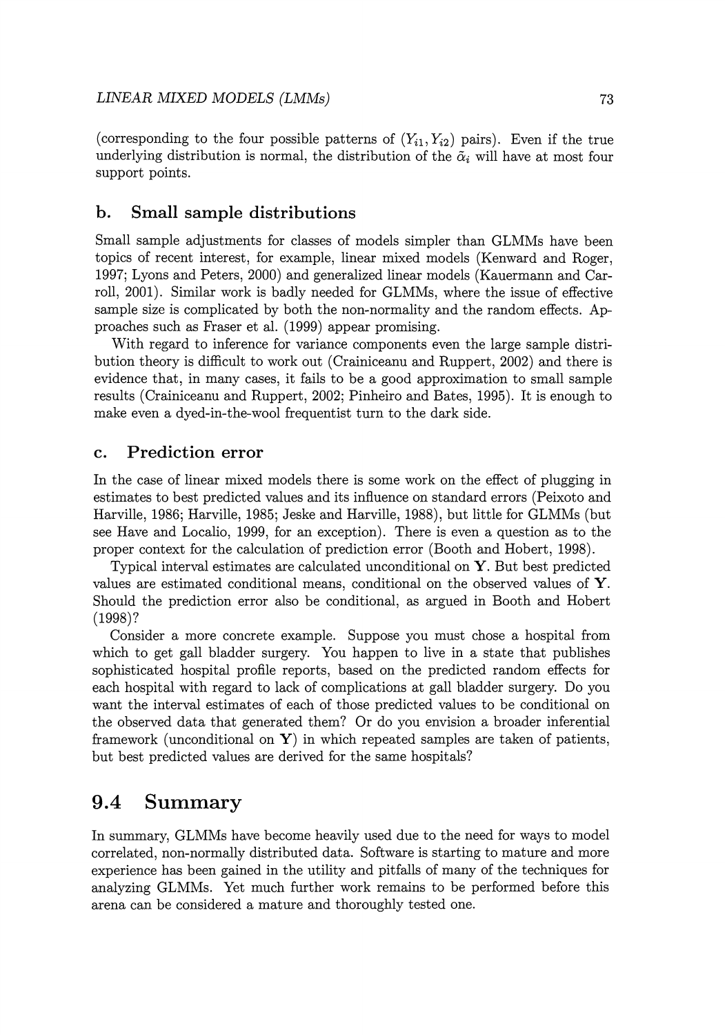(corresponding to the four possible patterns of $(Y_{i1}, Y_{i2})$ pairs). Even if the true underlying distribution is normal, the distribution of the $\tilde{\alpha}_i$ will have at most four support points.

### b. Small sample distributions

Small sample adjustments for classes of models simpler than GLMMs have been topics of recent interest, for example, linear mixed models (Kenward and Roger, 1997; Lyons and Peters, 2000) and generalized linear models (Kauermann and Carroll, 2001). Similar work is badly needed for GLMMs, where the issue of effective sample size is complicated by both the non-normality and the random effects. Approaches such as Fraser et al. (1999) appear promising.

With regard to inference for variance components even the large sample distribution theory is difficult to work out (Crainiceanu and Ruppert, 2002) and there is evidence that, in many cases, it fails to be a good approximation to small sample results (Crainiceanu and Ruppert, 2002; Pinheiro and Bates, 1995). It is enough to make even a dyed-in-the-wool frequentist turn to the dark side.

### c. Prediction error

In the case of linear mixed models there is some work on the effect of plugging in estimates to best predicted values and its influence on standard errors (Peixoto and Harville, 1986; Harville, 1985; Jeske and Harville, 1988), but little for GLMMs (but see Have and Localio, 1999, for an exception). There is even a question as to the proper context for the calculation of prediction error (Booth and Hobert, 1998).

Typical interval estimates are calculated unconditional on $\mathbf{Y}$. But best predicted values are estimated conditional means, conditional on the observed values of $\mathbf{Y}$. Should the prediction error also be conditional, as argued in Booth and Hobert (1998)?

Consider a more concrete example. Suppose you must chose a hospital from which to get gall bladder surgery. You happen to live in a state that publishes sophisticated hospital profile reports, based on the predicted random effects for each hospital with regard to lack of complications at gall bladder surgery. Do you want the interval estimates of each of those predicted values to be conditional on the observed data that generated them? Or do you envision a broader inferential framework (unconditional on $\mathbf{Y}$) in which repeated samples are taken of patients, but best predicted values are derived for the same hospitals?

## 9.4 Summary

In summary, GLMMs have become heavily used due to the need for ways to model correlated, non-normally distributed data. Software is starting to mature and more experience has been gained in the utility and pitfalls of many of the techniques for analyzing GLMMs. Yet much further work remains to be performed before this arena can be considered a mature and thoroughly tested one.